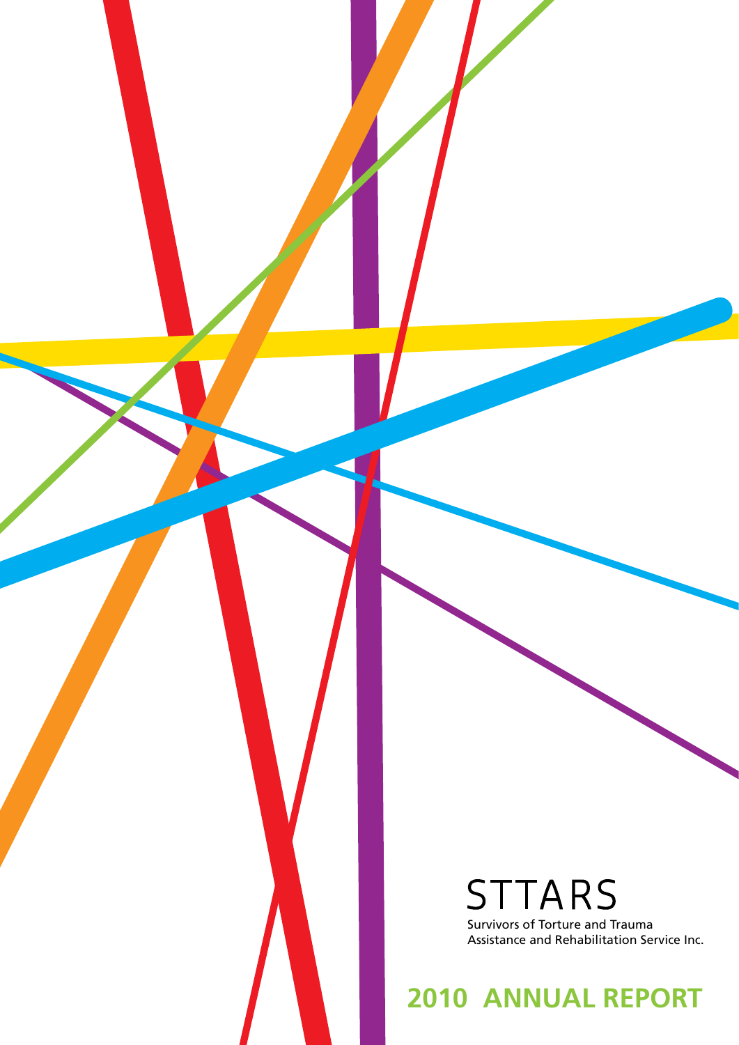# STTARS

Survivors of Torture and Trauma Assistance and Rehabilitation Service Inc.

## 2010 ANNUAL REPORT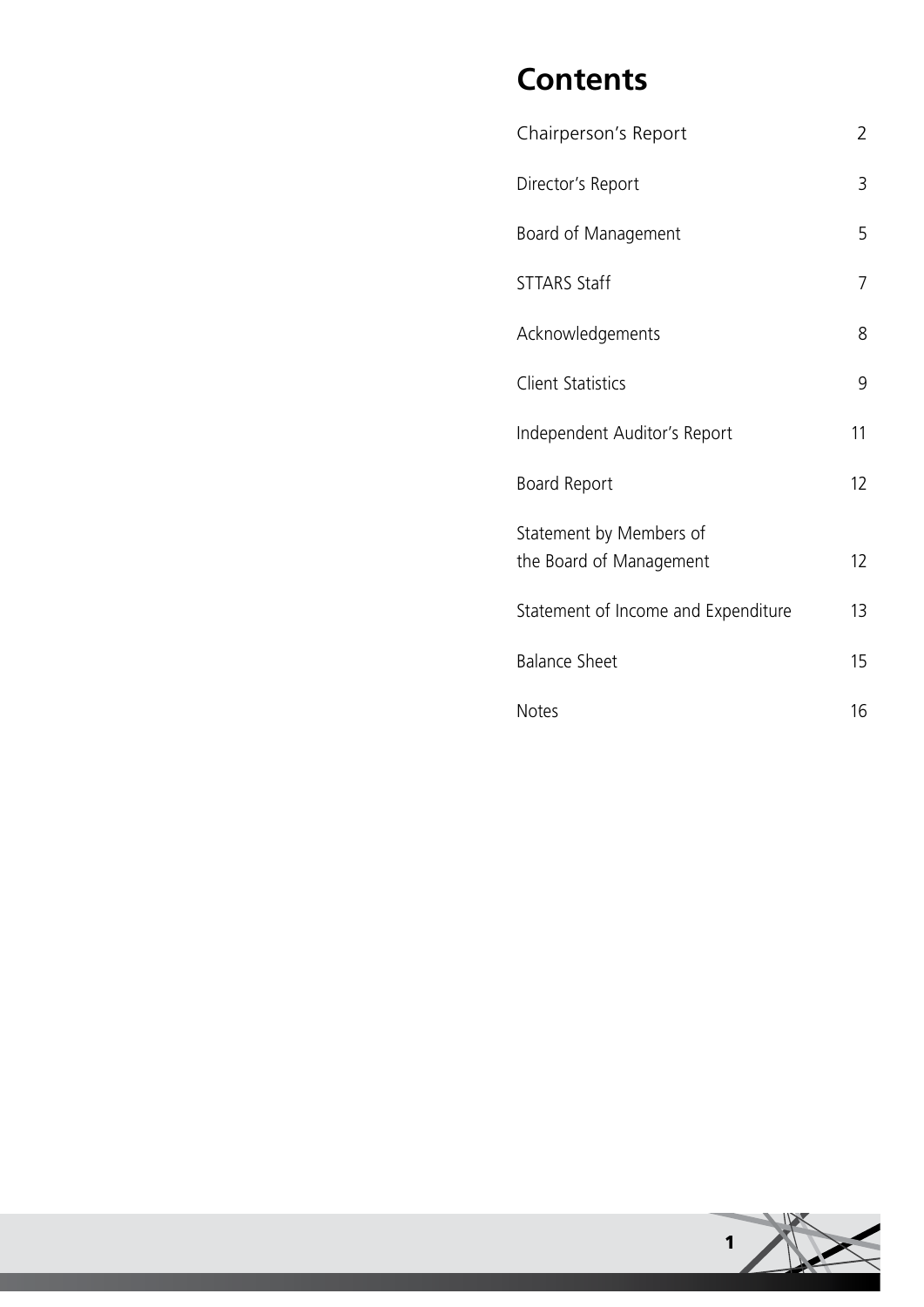# Contents

| | |
|---|---|
| Chairperson's Report | 2 |
| Director's Report | 3 |
| Board of Management | 5 |
| STTARS Staff | 7 |
| Acknowledgements | 8 |
| Client Statistics | 9 |
| Independent Auditor's Report | 11 |
| Board Report | 12 |
| Statement by Members of the Board of Management | 12 |
| Statement of Income and Expenditure | 13 |
| Balance Sheet | 15 |
| Notes | 16 |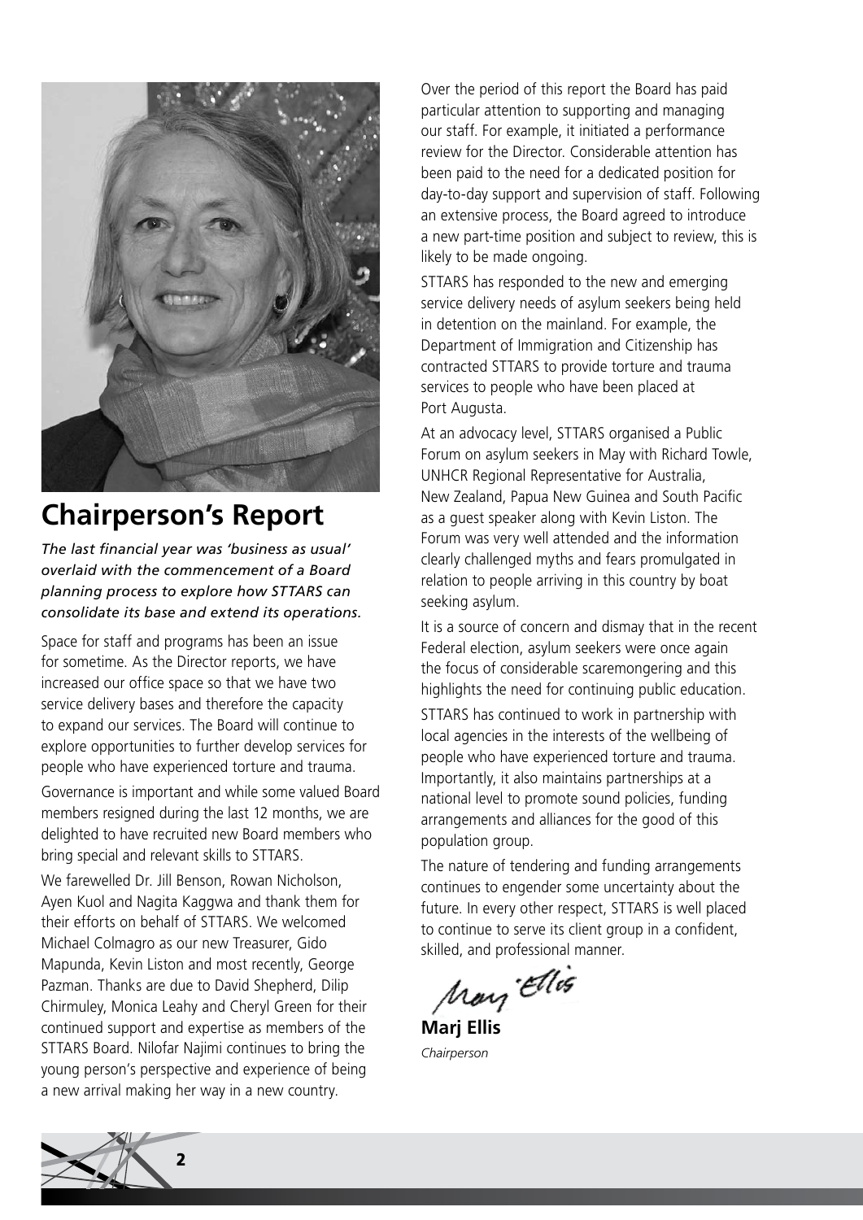## Chairperson's Report

*The last financial year was 'business as usual' overlaid with the commencement of a Board planning process to explore how STTARS can consolidate its base and extend its operations.*

Space for staff and programs has been an issue for sometime. As the Director reports, we have increased our office space so that we have two service delivery bases and therefore the capacity to expand our services. The Board will continue to explore opportunities to further develop services for people who have experienced torture and trauma.

Governance is important and while some valued Board members resigned during the last 12 months, we are delighted to have recruited new Board members who bring special and relevant skills to STTARS.

We farewelled Dr. Jill Benson, Rowan Nicholson, Ayen Kuol and Nagita Kaggwa and thank them for their efforts on behalf of STTARS. We welcomed Michael Colmagro as our new Treasurer, Gido Mapunda, Kevin Liston and most recently, George Pazman. Thanks are due to David Shepherd, Dilip Chirmuley, Monica Leahy and Cheryl Green for their continued support and expertise as members of the STTARS Board. Nilofar Najimi continues to bring the young person's perspective and experience of being a new arrival making her way in a new country.

Over the period of this report the Board has paid particular attention to supporting and managing our staff. For example, it initiated a performance review for the Director. Considerable attention has been paid to the need for a dedicated position for day-to-day support and supervision of staff. Following an extensive process, the Board agreed to introduce a new part-time position and subject to review, this is likely to be made ongoing.

STTARS has responded to the new and emerging service delivery needs of asylum seekers being held in detention on the mainland. For example, the Department of Immigration and Citizenship has contracted STTARS to provide torture and trauma services to people who have been placed at Port Augusta.

At an advocacy level, STTARS organised a Public Forum on asylum seekers in May with Richard Towle, UNHCR Regional Representative for Australia, New Zealand, Papua New Guinea and South Pacific as a guest speaker along with Kevin Liston. The Forum was very well attended and the information clearly challenged myths and fears promulgated in relation to people arriving in this country by boat seeking asylum.

It is a source of concern and dismay that in the recent Federal election, asylum seekers were once again the focus of considerable scaremongering and this highlights the need for continuing public education.

STTARS has continued to work in partnership with local agencies in the interests of the wellbeing of people who have experienced torture and trauma. Importantly, it also maintains partnerships at a national level to promote sound policies, funding arrangements and alliances for the good of this population group.

The nature of tendering and funding arrangements continues to engender some uncertainty about the future. In every other respect, STTARS is well placed to continue to serve its client group in a confident, skilled, and professional manner.

**Marj Ellis**
*Chairperson*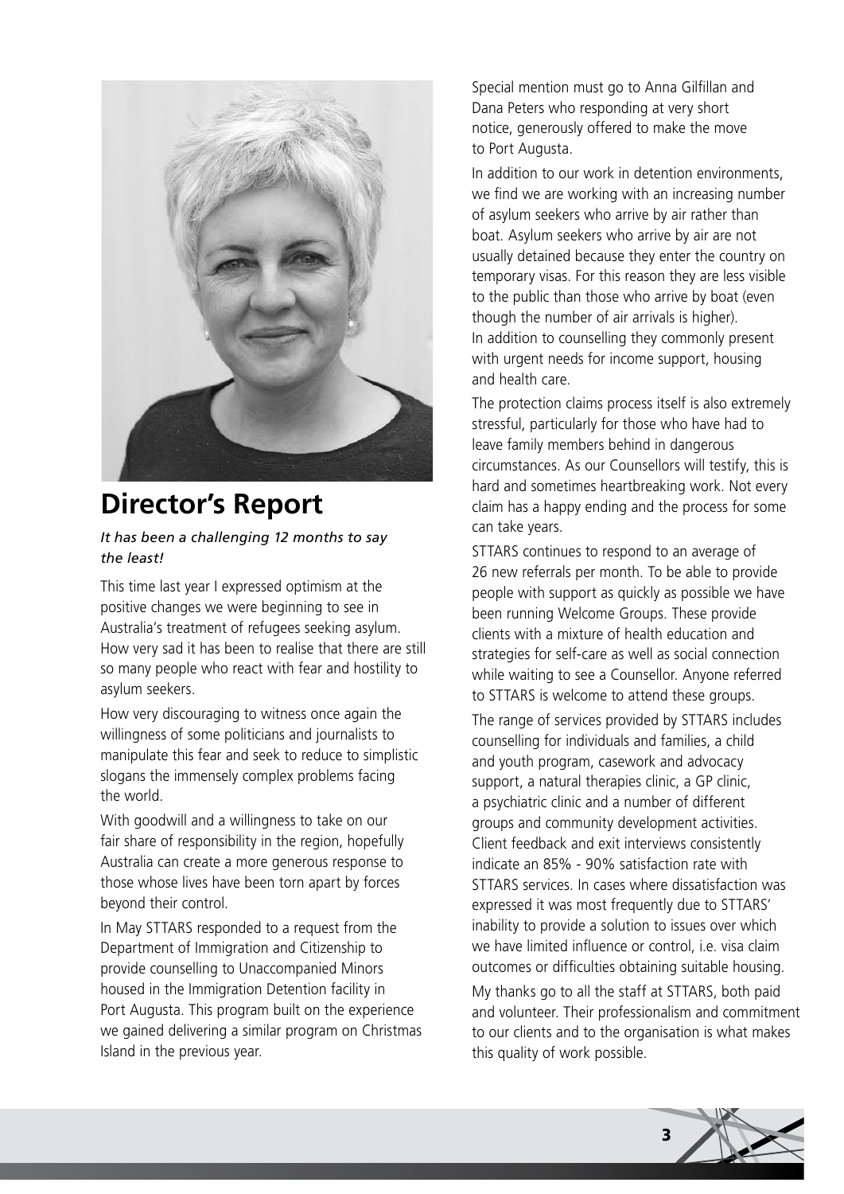## Director's Report

*It has been a challenging 12 months to say the least!*

This time last year I expressed optimism at the positive changes we were beginning to see in Australia's treatment of refugees seeking asylum. How very sad it has been to realise that there are still so many people who react with fear and hostility to asylum seekers.

How very discouraging to witness once again the willingness of some politicians and journalists to manipulate this fear and seek to reduce to simplistic slogans the immensely complex problems facing the world.

With goodwill and a willingness to take on our fair share of responsibility in the region, hopefully Australia can create a more generous response to those whose lives have been torn apart by forces beyond their control.

In May STTARS responded to a request from the Department of Immigration and Citizenship to provide counselling to Unaccompanied Minors housed in the Immigration Detention facility in Port Augusta. This program built on the experience we gained delivering a similar program on Christmas Island in the previous year.

Special mention must go to Anna Gilfillan and Dana Peters who responding at very short notice, generously offered to make the move to Port Augusta.

In addition to our work in detention environments, we find we are working with an increasing number of asylum seekers who arrive by air rather than boat. Asylum seekers who arrive by air are not usually detained because they enter the country on temporary visas. For this reason they are less visible to the public than those who arrive by boat (even though the number of air arrivals is higher). In addition to counselling they commonly present with urgent needs for income support, housing and health care.

The protection claims process itself is also extremely stressful, particularly for those who have had to leave family members behind in dangerous circumstances. As our Counsellors will testify, this is hard and sometimes heartbreaking work. Not every claim has a happy ending and the process for some can take years.

STTARS continues to respond to an average of 26 new referrals per month. To be able to provide people with support as quickly as possible we have been running Welcome Groups. These provide clients with a mixture of health education and strategies for self-care as well as social connection while waiting to see a Counsellor. Anyone referred to STTARS is welcome to attend these groups.

The range of services provided by STTARS includes counselling for individuals and families, a child and youth program, casework and advocacy support, a natural therapies clinic, a GP clinic, a psychiatric clinic and a number of different groups and community development activities. Client feedback and exit interviews consistently indicate an 85% - 90% satisfaction rate with STTARS services. In cases where dissatisfaction was expressed it was most frequently due to STTARS' inability to provide a solution to issues over which we have limited influence or control, i.e. visa claim outcomes or difficulties obtaining suitable housing.

My thanks go to all the staff at STTARS, both paid and volunteer. Their professionalism and commitment to our clients and to the organisation is what makes this quality of work possible.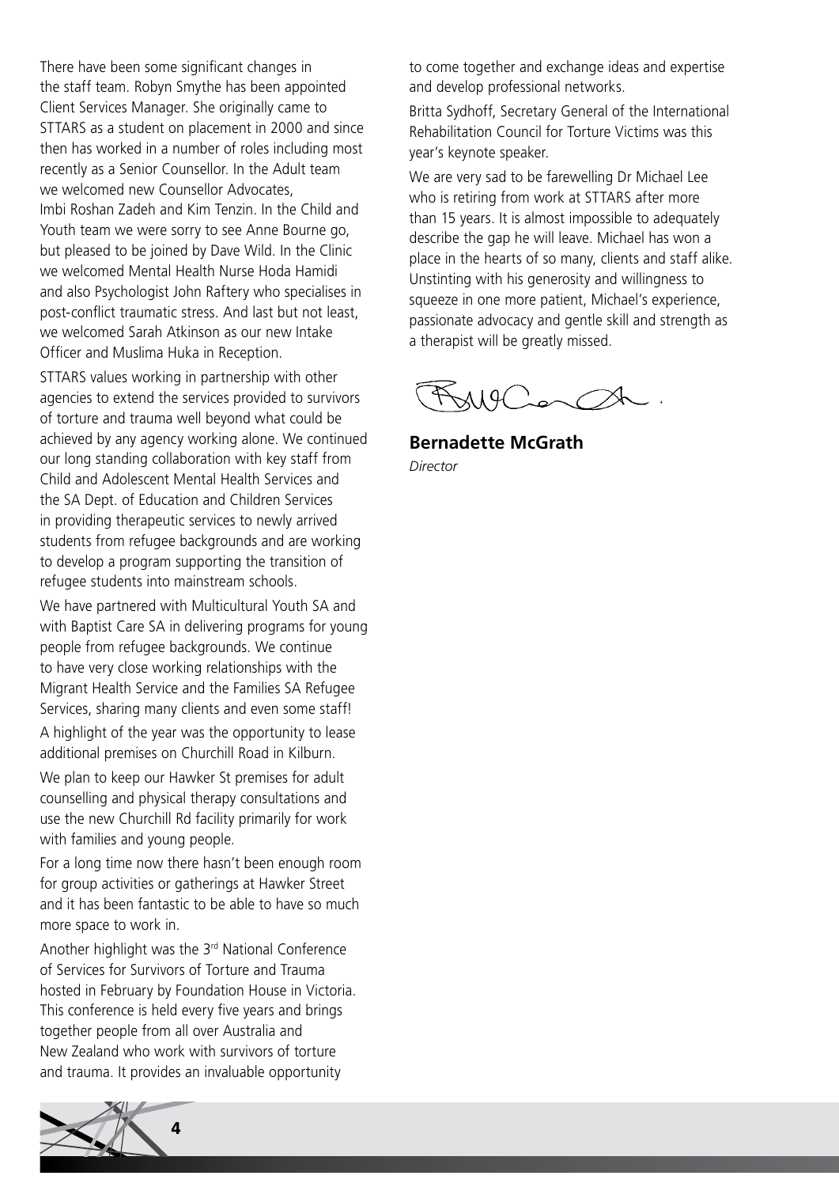There have been some significant changes in the staff team. Robyn Smythe has been appointed Client Services Manager. She originally came to STTARS as a student on placement in 2000 and since then has worked in a number of roles including most recently as a Senior Counsellor. In the Adult team we welcomed new Counsellor Advocates, Imbi Roshan Zadeh and Kim Tenzin. In the Child and Youth team we were sorry to see Anne Bourne go, but pleased to be joined by Dave Wild. In the Clinic we welcomed Mental Health Nurse Hoda Hamidi and also Psychologist John Raftery who specialises in post-conflict traumatic stress. And last but not least, we welcomed Sarah Atkinson as our new Intake Officer and Muslima Huka in Reception.

STTARS values working in partnership with other agencies to extend the services provided to survivors of torture and trauma well beyond what could be achieved by any agency working alone. We continued our long standing collaboration with key staff from Child and Adolescent Mental Health Services and the SA Dept. of Education and Children Services in providing therapeutic services to newly arrived students from refugee backgrounds and are working to develop a program supporting the transition of refugee students into mainstream schools.

We have partnered with Multicultural Youth SA and with Baptist Care SA in delivering programs for young people from refugee backgrounds. We continue to have very close working relationships with the Migrant Health Service and the Families SA Refugee Services, sharing many clients and even some staff!

A highlight of the year was the opportunity to lease additional premises on Churchill Road in Kilburn.

We plan to keep our Hawker St premises for adult counselling and physical therapy consultations and use the new Churchill Rd facility primarily for work with families and young people.

For a long time now there hasn't been enough room for group activities or gatherings at Hawker Street and it has been fantastic to be able to have so much more space to work in.

Another highlight was the 3rd National Conference of Services for Survivors of Torture and Trauma hosted in February by Foundation House in Victoria. This conference is held every five years and brings together people from all over Australia and New Zealand who work with survivors of torture and trauma. It provides an invaluable opportunity to come together and exchange ideas and expertise and develop professional networks.

Britta Sydhoff, Secretary General of the International Rehabilitation Council for Torture Victims was this year's keynote speaker.

We are very sad to be farewelling Dr Michael Lee who is retiring from work at STTARS after more than 15 years. It is almost impossible to adequately describe the gap he will leave. Michael has won a place in the hearts of so many, clients and staff alike. Unstinting with his generosity and willingness to squeeze in one more patient, Michael's experience, passionate advocacy and gentle skill and strength as a therapist will be greatly missed.

**Bernadette McGrath**
*Director*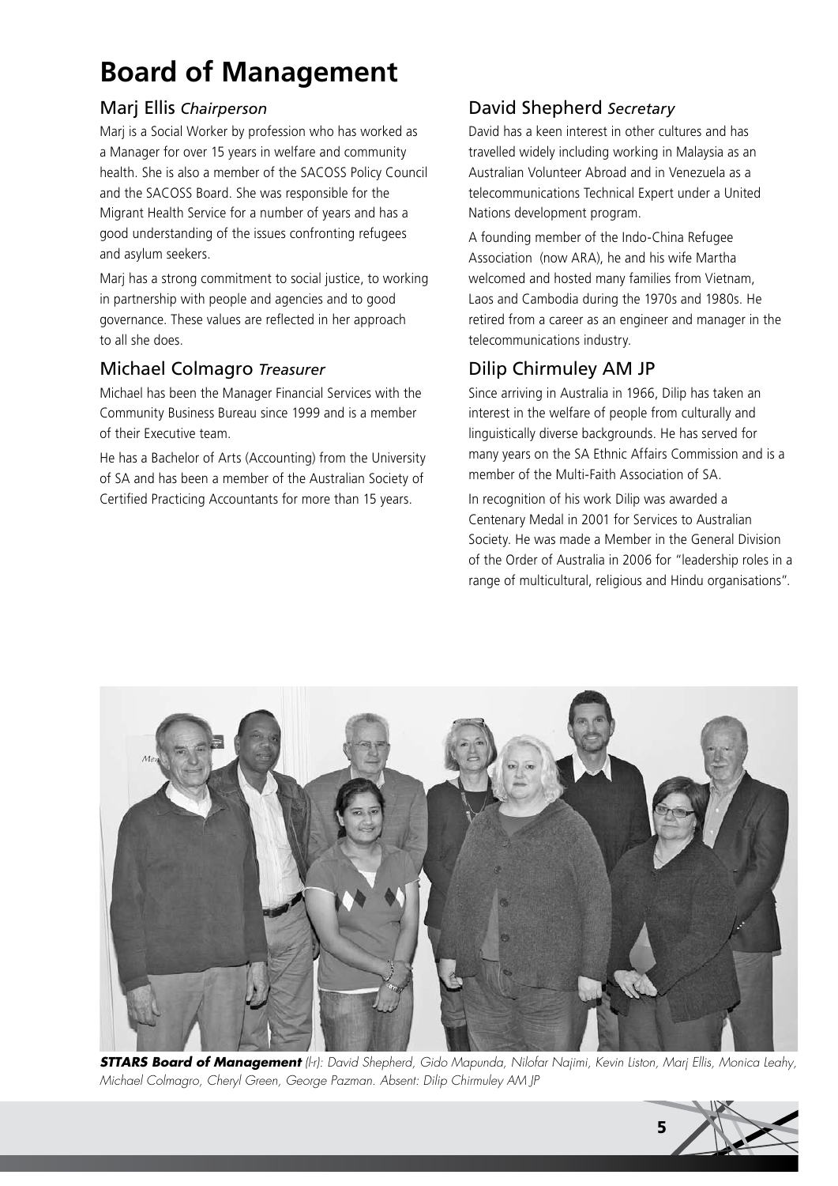# Board of Management

## Marj Ellis *Chairperson*

Marj is a Social Worker by profession who has worked as a Manager for over 15 years in welfare and community health. She is also a member of the SACOSS Policy Council and the SACOSS Board. She was responsible for the Migrant Health Service for a number of years and has a good understanding of the issues confronting refugees and asylum seekers.

Marj has a strong commitment to social justice, to working in partnership with people and agencies and to good governance. These values are reflected in her approach to all she does.

## Michael Colmagro *Treasurer*

Michael has been the Manager Financial Services with the Community Business Bureau since 1999 and is a member of their Executive team.

He has a Bachelor of Arts (Accounting) from the University of SA and has been a member of the Australian Society of Certified Practicing Accountants for more than 15 years.

## David Shepherd *Secretary*

David has a keen interest in other cultures and has travelled widely including working in Malaysia as an Australian Volunteer Abroad and in Venezuela as a telecommunications Technical Expert under a United Nations development program.

A founding member of the Indo-China Refugee Association (now ARA), he and his wife Martha welcomed and hosted many families from Vietnam, Laos and Cambodia during the 1970s and 1980s. He retired from a career as an engineer and manager in the telecommunications industry.

## Dilip Chirmuley AM JP

Since arriving in Australia in 1966, Dilip has taken an interest in the welfare of people from culturally and linguistically diverse backgrounds. He has served for many years on the SA Ethnic Affairs Commission and is a member of the Multi-Faith Association of SA.

In recognition of his work Dilip was awarded a Centenary Medal in 2001 for Services to Australian Society. He was made a Member in the General Division of the Order of Australia in 2006 for "leadership roles in a range of multicultural, religious and Hindu organisations".

***STTARS Board of Management*** *(l-r): David Shepherd, Gido Mapunda, Nilofar Najimi, Kevin Liston, Marj Ellis, Monica Leahy, Michael Colmagro, Cheryl Green, George Pazman. Absent: Dilip Chirmuley AM JP*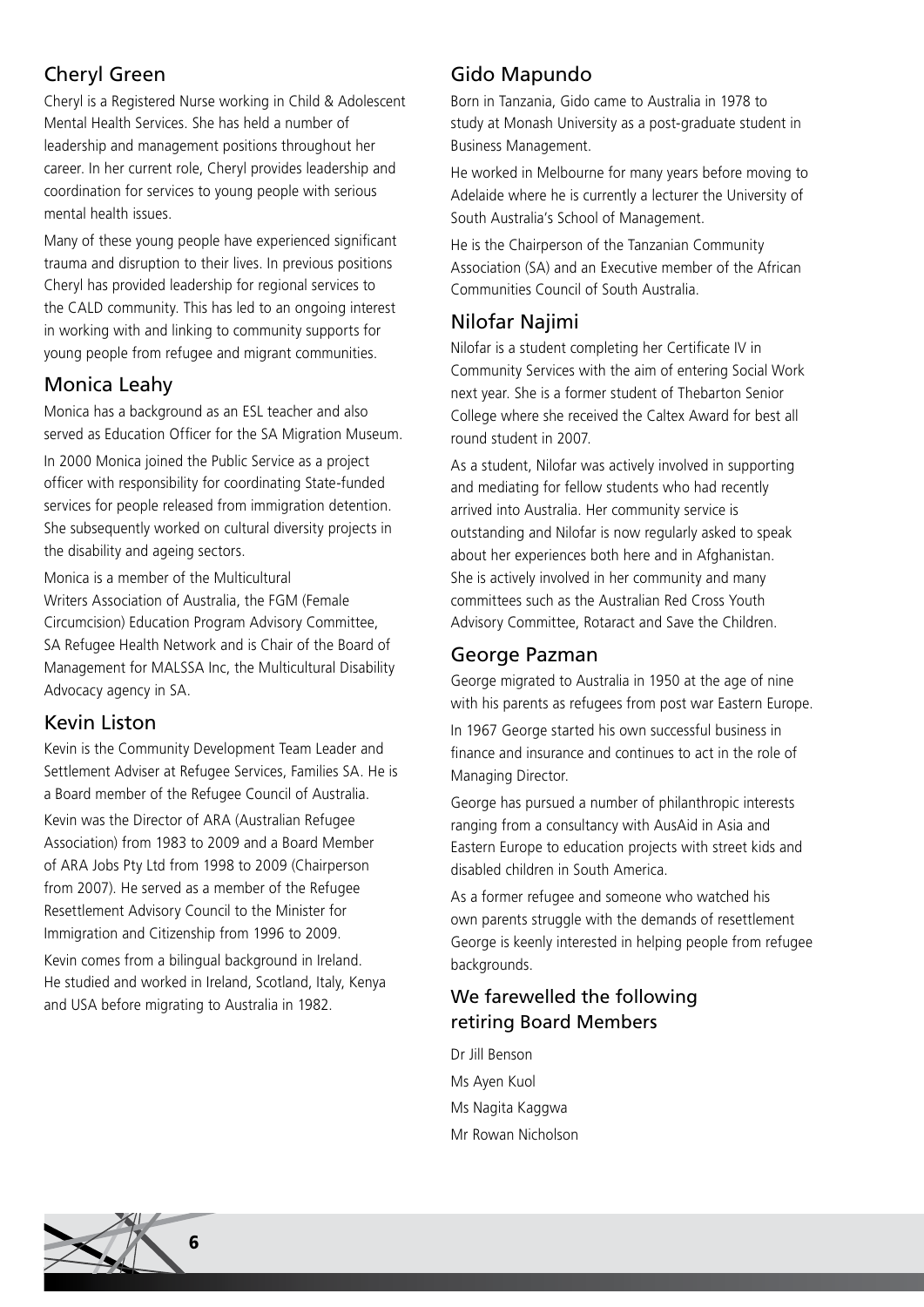## Cheryl Green

Cheryl is a Registered Nurse working in Child & Adolescent Mental Health Services. She has held a number of leadership and management positions throughout her career. In her current role, Cheryl provides leadership and coordination for services to young people with serious mental health issues.

Many of these young people have experienced significant trauma and disruption to their lives. In previous positions Cheryl has provided leadership for regional services to the CALD community. This has led to an ongoing interest in working with and linking to community supports for young people from refugee and migrant communities.

## Monica Leahy

Monica has a background as an ESL teacher and also served as Education Officer for the SA Migration Museum.

In 2000 Monica joined the Public Service as a project officer with responsibility for coordinating State-funded services for people released from immigration detention. She subsequently worked on cultural diversity projects in the disability and ageing sectors.

Monica is a member of the Multicultural Writers Association of Australia, the FGM (Female Circumcision) Education Program Advisory Committee, SA Refugee Health Network and is Chair of the Board of Management for MALSSA Inc, the Multicultural Disability Advocacy agency in SA.

## Kevin Liston

Kevin is the Community Development Team Leader and Settlement Adviser at Refugee Services, Families SA. He is a Board member of the Refugee Council of Australia.

Kevin was the Director of ARA (Australian Refugee Association) from 1983 to 2009 and a Board Member of ARA Jobs Pty Ltd from 1998 to 2009 (Chairperson from 2007). He served as a member of the Refugee Resettlement Advisory Council to the Minister for Immigration and Citizenship from 1996 to 2009.

Kevin comes from a bilingual background in Ireland. He studied and worked in Ireland, Scotland, Italy, Kenya and USA before migrating to Australia in 1982.

## Gido Mapundo

Born in Tanzania, Gido came to Australia in 1978 to study at Monash University as a post-graduate student in Business Management.

He worked in Melbourne for many years before moving to Adelaide where he is currently a lecturer the University of South Australia's School of Management.

He is the Chairperson of the Tanzanian Community Association (SA) and an Executive member of the African Communities Council of South Australia.

## Nilofar Najimi

Nilofar is a student completing her Certificate IV in Community Services with the aim of entering Social Work next year. She is a former student of Thebarton Senior College where she received the Caltex Award for best all round student in 2007.

As a student, Nilofar was actively involved in supporting and mediating for fellow students who had recently arrived into Australia. Her community service is outstanding and Nilofar is now regularly asked to speak about her experiences both here and in Afghanistan. She is actively involved in her community and many committees such as the Australian Red Cross Youth Advisory Committee, Rotaract and Save the Children.

## George Pazman

George migrated to Australia in 1950 at the age of nine with his parents as refugees from post war Eastern Europe.

In 1967 George started his own successful business in finance and insurance and continues to act in the role of Managing Director.

George has pursued a number of philanthropic interests ranging from a consultancy with AusAid in Asia and Eastern Europe to education projects with street kids and disabled children in South America.

As a former refugee and someone who watched his own parents struggle with the demands of resettlement George is keenly interested in helping people from refugee backgrounds.

### We farewelled the following retiring Board Members

Dr Jill Benson

Ms Ayen Kuol

Ms Nagita Kaggwa

Mr Rowan Nicholson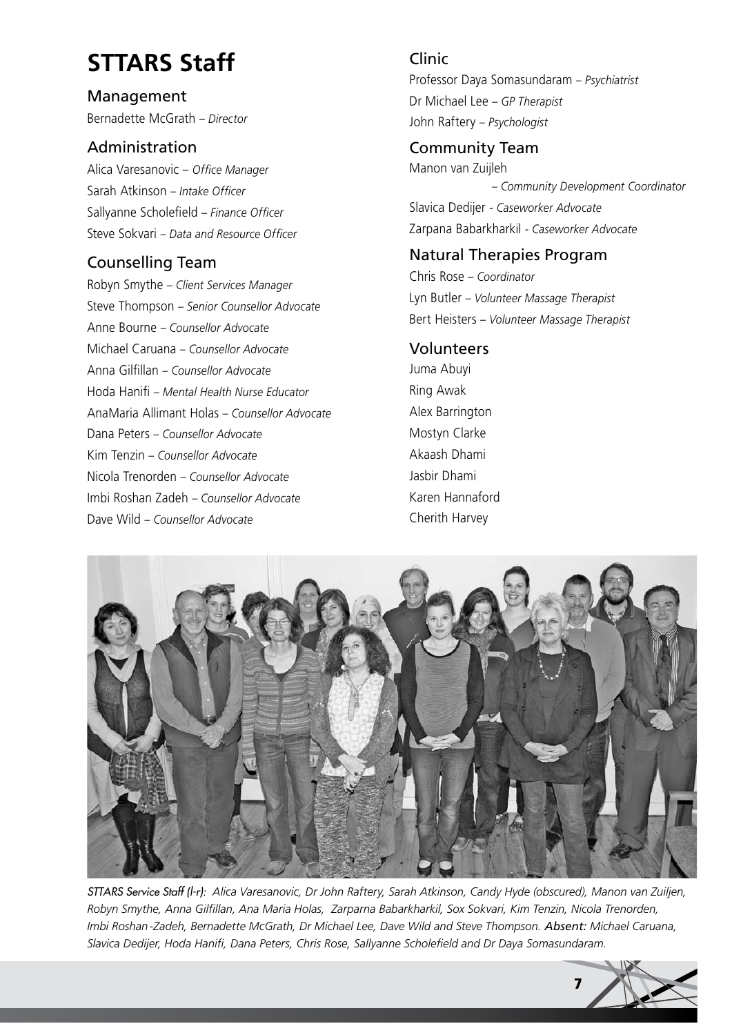# STTARS Staff

## Management

Bernadette McGrath – *Director*

## Administration

Alica Varesanovic – *Office Manager*
Sarah Atkinson – *Intake Officer*
Sallyanne Scholefield – *Finance Officer*
Steve Sokvari – *Data and Resource Officer*

## Counselling Team

Robyn Smythe – *Client Services Manager*
Steve Thompson – *Senior Counsellor Advocate*
Anne Bourne – *Counsellor Advocate*
Michael Caruana – *Counsellor Advocate*
Anna Gilfillan – *Counsellor Advocate*
Hoda Hanifi – *Mental Health Nurse Educator*
AnaMaria Allimant Holas – *Counsellor Advocate*
Dana Peters – *Counsellor Advocate*
Kim Tenzin – *Counsellor Advocate*
Nicola Trenorden – *Counsellor Advocate*
Imbi Roshan Zadeh – *Counsellor Advocate*
Dave Wild – *Counsellor Advocate*

## Clinic

Professor Daya Somasundaram – *Psychiatrist*
Dr Michael Lee – *GP Therapist*
John Raftery – *Psychologist*

## Community Team

Manon van Zuijleh – *Community Development Coordinator*
Slavica Dedijer - *Caseworker Advocate*
Zarpana Babarkharkil - *Caseworker Advocate*

## Natural Therapies Program

Chris Rose – *Coordinator*
Lyn Butler – *Volunteer Massage Therapist*
Bert Heisters – *Volunteer Massage Therapist*

## Volunteers

Juma Abuyi
Ring Awak
Alex Barrington
Mostyn Clarke
Akaash Dhami
Jasbir Dhami
Karen Hannaford
Cherith Harvey

*STTARS Service Staff (l-r): Alica Varesanovic, Dr John Raftery, Sarah Atkinson, Candy Hyde (obscured), Manon van Zuiljen, Robyn Smythe, Anna Gilfillan, Ana Maria Holas, Zarparna Babarkharkil, Sox Sokvari, Kim Tenzin, Nicola Trenorden, Imbi Roshan-Zadeh, Bernadette McGrath, Dr Michael Lee, Dave Wild and Steve Thompson.* ***Absent:*** *Michael Caruana, Slavica Dedijer, Hoda Hanifi, Dana Peters, Chris Rose, Sallyanne Scholefield and Dr Daya Somasundaram.*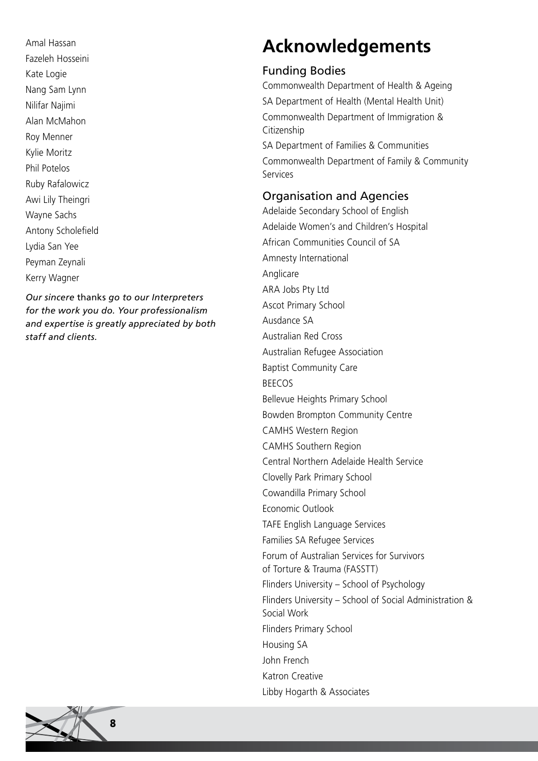Amal Hassan

Fazeleh Hosseini

Kate Logie

Nang Sam Lynn

Nilifar Najimi

Alan McMahon

Roy Menner

Kylie Moritz

Phil Potelos

Ruby Rafalowicz

Awi Lily Theingri

Wayne Sachs

Antony Scholefield

Lydia San Yee

Peyman Zeynali

Kerry Wagner

*Our sincere* thanks *go to our Interpreters for the work you do. Your professionalism and expertise is greatly appreciated by both staff and clients.*

# Acknowledgements

## Funding Bodies

Commonwealth Department of Health & Ageing

SA Department of Health (Mental Health Unit)

Commonwealth Department of Immigration & Citizenship

SA Department of Families & Communities

Commonwealth Department of Family & Community Services

## Organisation and Agencies

Adelaide Secondary School of English

Adelaide Women's and Children's Hospital

African Communities Council of SA

Amnesty International

Anglicare

ARA Jobs Pty Ltd

Ascot Primary School

Ausdance SA

Australian Red Cross

Australian Refugee Association

Baptist Community Care

BEECOS

Bellevue Heights Primary School

Bowden Brompton Community Centre

CAMHS Western Region

CAMHS Southern Region

Central Northern Adelaide Health Service

Clovelly Park Primary School

Cowandilla Primary School

Economic Outlook

TAFE English Language Services

Families SA Refugee Services

Forum of Australian Services for Survivors of Torture & Trauma (FASSTT)

Flinders University – School of Psychology

Flinders University – School of Social Administration & Social Work

Flinders Primary School

Housing SA

John French

Katron Creative

Libby Hogarth & Associates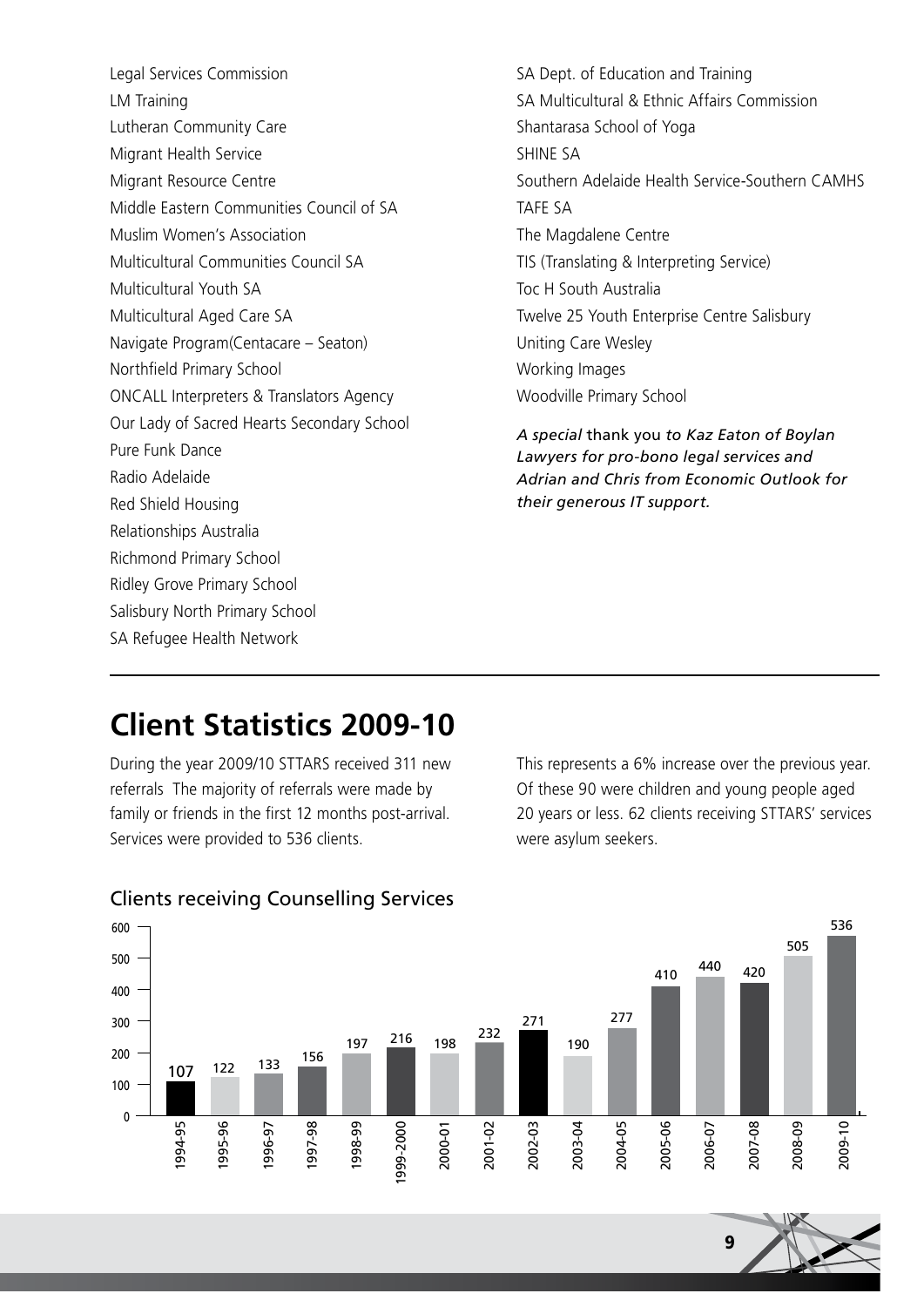Legal Services Commission
LM Training
Lutheran Community Care
Migrant Health Service
Migrant Resource Centre
Middle Eastern Communities Council of SA
Muslim Women's Association
Multicultural Communities Council SA
Multicultural Youth SA
Multicultural Aged Care SA
Navigate Program(Centacare – Seaton)
Northfield Primary School
ONCALL Interpreters & Translators Agency
Our Lady of Sacred Hearts Secondary School
Pure Funk Dance
Radio Adelaide
Red Shield Housing
Relationships Australia
Richmond Primary School
Ridley Grove Primary School
Salisbury North Primary School
SA Refugee Health Network
SA Dept. of Education and Training
SA Multicultural & Ethnic Affairs Commission
Shantarasa School of Yoga
SHINE SA
Southern Adelaide Health Service-Southern CAMHS
TAFE SA
The Magdalene Centre
TIS (Translating & Interpreting Service)
Toc H South Australia
Twelve 25 Youth Enterprise Centre Salisbury
Uniting Care Wesley
Working Images
Woodville Primary School

*A special* thank you *to Kaz Eaton of Boylan Lawyers for pro-bono legal services and Adrian and Chris from Economic Outlook for their generous IT support.*

# Client Statistics 2009-10

During the year 2009/10 STTARS received 311 new referrals The majority of referrals were made by family or friends in the first 12 months post-arrival. Services were provided to 536 clients.

This represents a 6% increase over the previous year. Of these 90 were children and young people aged 20 years or less. 62 clients receiving STTARS' services were asylum seekers.

## Clients receiving Counselling Services

| Year | Clients |
|---|---|
| 1994-95 | 107 |
| 1995-96 | 122 |
| 1996-97 | 133 |
| 1997-98 | 156 |
| 1998-99 | 197 |
| 1999-2000 | 216 |
| 2000-01 | 198 |
| 2001-02 | 232 |
| 2002-03 | 271 |
| 2003-04 | 190 |
| 2004-05 | 277 |
| 2005-06 | 410 |
| 2006-07 | 440 |
| 2007-08 | 420 |
| 2008-09 | 505 |
| 2009-10 | 536 |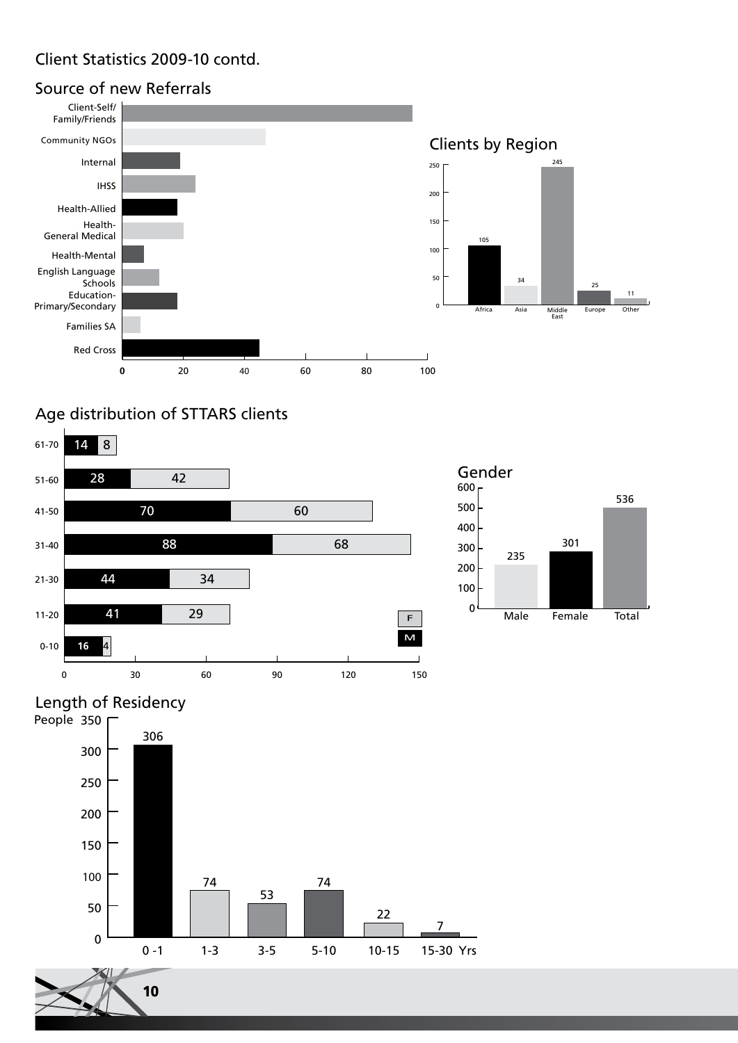## Client Statistics 2009-10 contd.

### Source of new Referrals

Client-Self/ Family/Friends
Community NGOs
Internal
IHSS
Health-Allied
Health- General Medical
Health-Mental
English Language Schools
Education- Primary/Secondary
Families SA
Red Cross

0 20 40 60 80 100

### Clients by Region

| Region | Clients |
|---|---|
| Africa | 105 |
| Asia | 34 |
| Middle East | 245 |
| Europe | 25 |
| Other | 11 |

### Age distribution of STTARS clients

| Age | M | F |
|---|---|---|
| 61-70 | 14 | 8 |
| 51-60 | 28 | 42 |
| 41-50 | 70 | 60 |
| 31-40 | 88 | 68 |
| 21-30 | 44 | 34 |
| 11-20 | 41 | 29 |
| 0-10 | 16 | 4 |

### Gender

| | People |
|---|---|
| Male | 235 |
| Female | 301 |
| Total | 536 |

### Length of Residency

| Yrs | People |
|---|---|
| 0 -1 | 306 |
| 1-3 | 74 |
| 3-5 | 53 |
| 5-10 | 74 |
| 10-15 | 22 |
| 15-30 | 7 |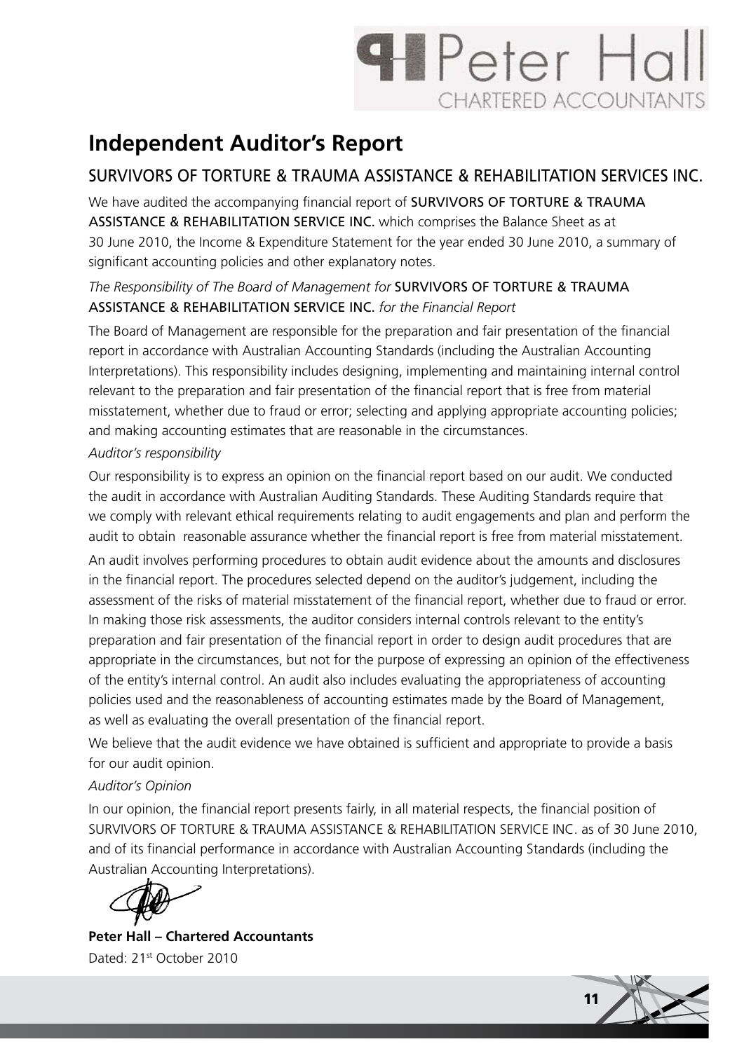Peter Hall
CHARTERED ACCOUNTANTS

# Independent Auditor's Report

## SURVIVORS OF TORTURE & TRAUMA ASSISTANCE & REHABILITATION SERVICES INC.

We have audited the accompanying financial report of SURVIVORS OF TORTURE & TRAUMA ASSISTANCE & REHABILITATION SERVICE INC. which comprises the Balance Sheet as at 30 June 2010, the Income & Expenditure Statement for the year ended 30 June 2010, a summary of significant accounting policies and other explanatory notes.

*The Responsibility of The Board of Management for* SURVIVORS OF TORTURE & TRAUMA ASSISTANCE & REHABILITATION SERVICE INC. *for the Financial Report*

The Board of Management are responsible for the preparation and fair presentation of the financial report in accordance with Australian Accounting Standards (including the Australian Accounting Interpretations). This responsibility includes designing, implementing and maintaining internal control relevant to the preparation and fair presentation of the financial report that is free from material misstatement, whether due to fraud or error; selecting and applying appropriate accounting policies; and making accounting estimates that are reasonable in the circumstances.

*Auditor's responsibility*

Our responsibility is to express an opinion on the financial report based on our audit. We conducted the audit in accordance with Australian Auditing Standards. These Auditing Standards require that we comply with relevant ethical requirements relating to audit engagements and plan and perform the audit to obtain reasonable assurance whether the financial report is free from material misstatement.

An audit involves performing procedures to obtain audit evidence about the amounts and disclosures in the financial report. The procedures selected depend on the auditor's judgement, including the assessment of the risks of material misstatement of the financial report, whether due to fraud or error. In making those risk assessments, the auditor considers internal controls relevant to the entity's preparation and fair presentation of the financial report in order to design audit procedures that are appropriate in the circumstances, but not for the purpose of expressing an opinion of the effectiveness of the entity's internal control. An audit also includes evaluating the appropriateness of accounting policies used and the reasonableness of accounting estimates made by the Board of Management, as well as evaluating the overall presentation of the financial report.

We believe that the audit evidence we have obtained is sufficient and appropriate to provide a basis for our audit opinion.

*Auditor's Opinion*

In our opinion, the financial report presents fairly, in all material respects, the financial position of SURVIVORS OF TORTURE & TRAUMA ASSISTANCE & REHABILITATION SERVICE INC. as of 30 June 2010, and of its financial performance in accordance with Australian Accounting Standards (including the Australian Accounting Interpretations).

**Peter Hall – Chartered Accountants**
Dated: 21st October 2010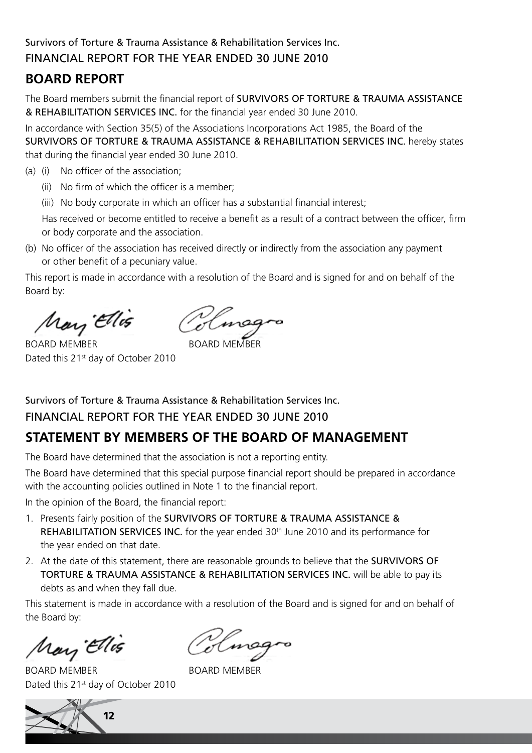Survivors of Torture & Trauma Assistance & Rehabilitation Services Inc.

FINANCIAL REPORT FOR THE YEAR ENDED 30 JUNE 2010

## BOARD REPORT

The Board members submit the financial report of SURVIVORS OF TORTURE & TRAUMA ASSISTANCE & REHABILITATION SERVICES INC. for the financial year ended 30 June 2010.

In accordance with Section 35(5) of the Associations Incorporations Act 1985, the Board of the SURVIVORS OF TORTURE & TRAUMA ASSISTANCE & REHABILITATION SERVICES INC. hereby states that during the financial year ended 30 June 2010.

(a) (i) No officer of the association;

 (ii) No firm of which the officer is a member;

 (iii) No body corporate in which an officer has a substantial financial interest;

 Has received or become entitled to receive a benefit as a result of a contract between the officer, firm or body corporate and the association.

(b) No officer of the association has received directly or indirectly from the association any payment or other benefit of a pecuniary value.

This report is made in accordance with a resolution of the Board and is signed for and on behalf of the Board by:

BOARD MEMBER BOARD MEMBER

Dated this 21st day of October 2010

Survivors of Torture & Trauma Assistance & Rehabilitation Services Inc.

FINANCIAL REPORT FOR THE YEAR ENDED 30 JUNE 2010

## STATEMENT BY MEMBERS OF THE BOARD OF MANAGEMENT

The Board have determined that the association is not a reporting entity.

The Board have determined that this special purpose financial report should be prepared in accordance with the accounting policies outlined in Note 1 to the financial report.

In the opinion of the Board, the financial report:

1. Presents fairly position of the SURVIVORS OF TORTURE & TRAUMA ASSISTANCE & REHABILITATION SERVICES INC. for the year ended 30th June 2010 and its performance for the year ended on that date.
2. At the date of this statement, there are reasonable grounds to believe that the SURVIVORS OF TORTURE & TRAUMA ASSISTANCE & REHABILITATION SERVICES INC. will be able to pay its debts as and when they fall due.

This statement is made in accordance with a resolution of the Board and is signed for and on behalf of the Board by:

BOARD MEMBER BOARD MEMBER

Dated this 21st day of October 2010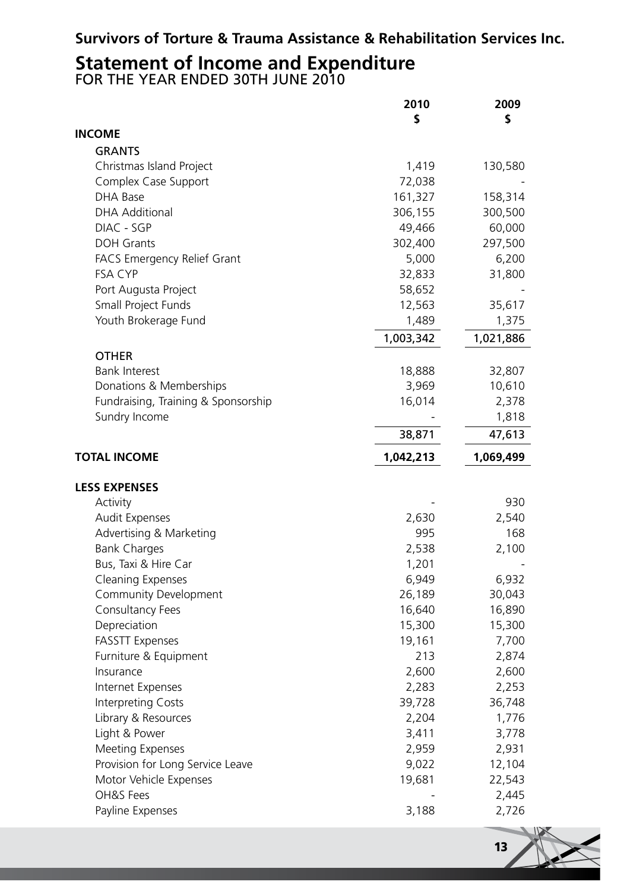**Survivors of Torture & Trauma Assistance & Rehabilitation Services Inc.**

# Statement of Income and Expenditure

FOR THE YEAR ENDED 30TH JUNE 2010

| | 2010 $ | 2009 $ |
|---|---|---|
| **INCOME** | | |
| GRANTS | | |
| Christmas Island Project | 1,419 | 130,580 |
| Complex Case Support | 72,038 | - |
| DHA Base | 161,327 | 158,314 |
| DHA Additional | 306,155 | 300,500 |
| DIAC - SGP | 49,466 | 60,000 |
| DOH Grants | 302,400 | 297,500 |
| FACS Emergency Relief Grant | 5,000 | 6,200 |
| FSA CYP | 32,833 | 31,800 |
| Port Augusta Project | 58,652 | - |
| Small Project Funds | 12,563 | 35,617 |
| Youth Brokerage Fund | 1,489 | 1,375 |
| | 1,003,342 | 1,021,886 |
| OTHER | | |
| Bank Interest | 18,888 | 32,807 |
| Donations & Memberships | 3,969 | 10,610 |
| Fundraising, Training & Sponsorship | 16,014 | 2,378 |
| Sundry Income | - | 1,818 |
| | 38,871 | 47,613 |
| **TOTAL INCOME** | 1,042,213 | 1,069,499 |
| **LESS EXPENSES** | | |
| Activity | - | 930 |
| Audit Expenses | 2,630 | 2,540 |
| Advertising & Marketing | 995 | 168 |
| Bank Charges | 2,538 | 2,100 |
| Bus, Taxi & Hire Car | 1,201 | - |
| Cleaning Expenses | 6,949 | 6,932 |
| Community Development | 26,189 | 30,043 |
| Consultancy Fees | 16,640 | 16,890 |
| Depreciation | 15,300 | 15,300 |
| FASSTT Expenses | 19,161 | 7,700 |
| Furniture & Equipment | 213 | 2,874 |
| Insurance | 2,600 | 2,600 |
| Internet Expenses | 2,283 | 2,253 |
| Interpreting Costs | 39,728 | 36,748 |
| Library & Resources | 2,204 | 1,776 |
| Light & Power | 3,411 | 3,778 |
| Meeting Expenses | 2,959 | 2,931 |
| Provision for Long Service Leave | 9,022 | 12,104 |
| Motor Vehicle Expenses | 19,681 | 22,543 |
| OH&S Fees | - | 2,445 |
| Payline Expenses | 3,188 | 2,726 |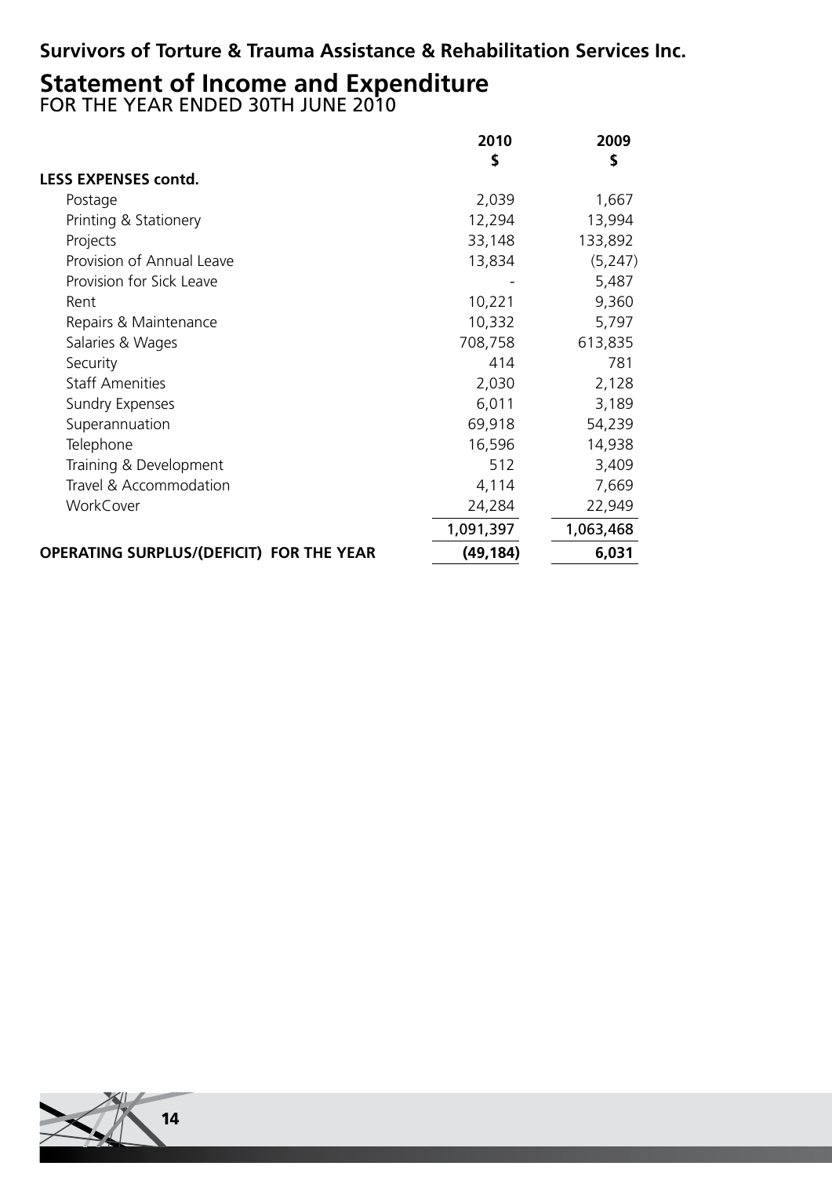## Survivors of Torture & Trauma Assistance & Rehabilitation Services Inc.

# Statement of Income and Expenditure

FOR THE YEAR ENDED 30TH JUNE 2010

| | 2010<br>$ | 2009<br>$ |
|---|---|---|
| **LESS EXPENSES contd.** | | |
| Postage | 2,039 | 1,667 |
| Printing & Stationery | 12,294 | 13,994 |
| Projects | 33,148 | 133,892 |
| Provision of Annual Leave | 13,834 | (5,247) |
| Provision for Sick Leave | - | 5,487 |
| Rent | 10,221 | 9,360 |
| Repairs & Maintenance | 10,332 | 5,797 |
| Salaries & Wages | 708,758 | 613,835 |
| Security | 414 | 781 |
| Staff Amenities | 2,030 | 2,128 |
| Sundry Expenses | 6,011 | 3,189 |
| Superannuation | 69,918 | 54,239 |
| Telephone | 16,596 | 14,938 |
| Training & Development | 512 | 3,409 |
| Travel & Accommodation | 4,114 | 7,669 |
| WorkCover | 24,284 | 22,949 |
| | 1,091,397 | 1,063,468 |
| **OPERATING SURPLUS/(DEFICIT) FOR THE YEAR** | **(49,184)** | **6,031** |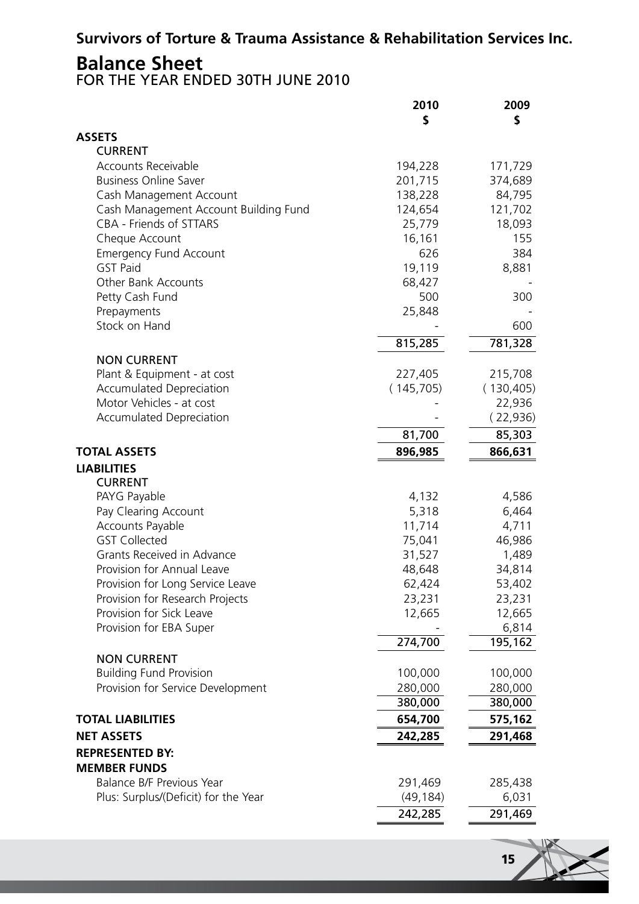**Survivors of Torture & Trauma Assistance & Rehabilitation Services Inc.**

# Balance Sheet

FOR THE YEAR ENDED 30TH JUNE 2010

| | 2010<br>$ | 2009<br>$ |
|---|---|---|
| **ASSETS** | | |
| CURRENT | | |
| Accounts Receivable | 194,228 | 171,729 |
| Business Online Saver | 201,715 | 374,689 |
| Cash Management Account | 138,228 | 84,795 |
| Cash Management Account Building Fund | 124,654 | 121,702 |
| CBA - Friends of STTARS | 25,779 | 18,093 |
| Cheque Account | 16,161 | 155 |
| Emergency Fund Account | 626 | 384 |
| GST Paid | 19,119 | 8,881 |
| Other Bank Accounts | 68,427 | - |
| Petty Cash Fund | 500 | 300 |
| Prepayments | 25,848 | - |
| Stock on Hand | - | 600 |
| | 815,285 | 781,328 |
| NON CURRENT | | |
| Plant & Equipment - at cost | 227,405 | 215,708 |
| Accumulated Depreciation | ( 145,705) | ( 130,405) |
| Motor Vehicles - at cost | - | 22,936 |
| Accumulated Depreciation | - | ( 22,936) |
| | 81,700 | 85,303 |
| **TOTAL ASSETS** | **896,985** | **866,631** |
| **LIABILITIES** | | |
| CURRENT | | |
| PAYG Payable | 4,132 | 4,586 |
| Pay Clearing Account | 5,318 | 6,464 |
| Accounts Payable | 11,714 | 4,711 |
| GST Collected | 75,041 | 46,986 |
| Grants Received in Advance | 31,527 | 1,489 |
| Provision for Annual Leave | 48,648 | 34,814 |
| Provision for Long Service Leave | 62,424 | 53,402 |
| Provision for Research Projects | 23,231 | 23,231 |
| Provision for Sick Leave | 12,665 | 12,665 |
| Provision for EBA Super | - | 6,814 |
| | 274,700 | 195,162 |
| NON CURRENT | | |
| Building Fund Provision | 100,000 | 100,000 |
| Provision for Service Development | 280,000 | 280,000 |
| | 380,000 | 380,000 |
| **TOTAL LIABILITIES** | **654,700** | **575,162** |
| **NET ASSETS** | **242,285** | **291,468** |
| **REPRESENTED BY:** | | |
| **MEMBER FUNDS** | | |
| Balance B/F Previous Year | 291,469 | 285,438 |
| Plus: Surplus/(Deficit) for the Year | (49,184) | 6,031 |
| | 242,285 | 291,469 |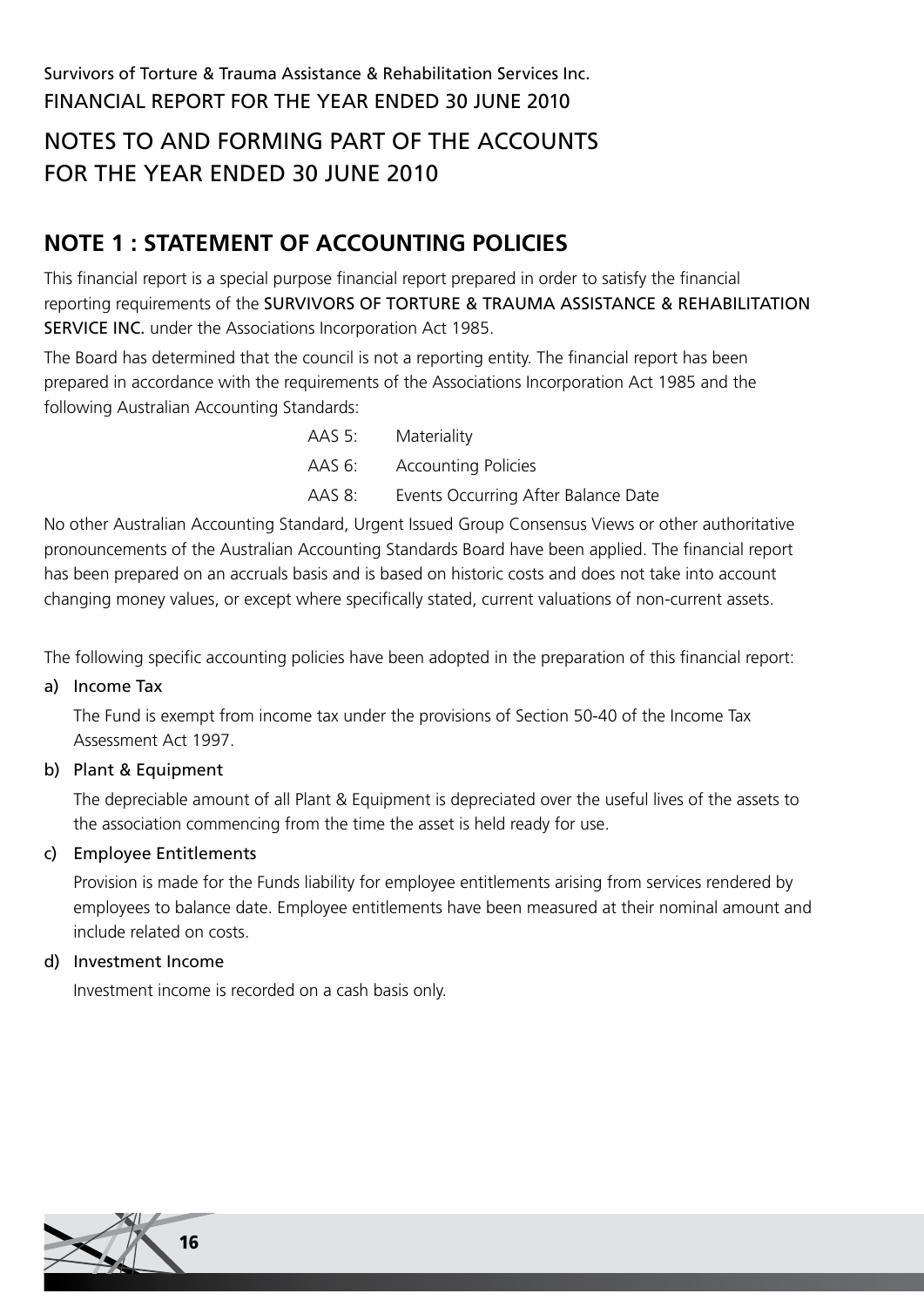Survivors of Torture & Trauma Assistance & Rehabilitation Services Inc.

FINANCIAL REPORT FOR THE YEAR ENDED 30 JUNE 2010

# NOTES TO AND FORMING PART OF THE ACCOUNTS FOR THE YEAR ENDED 30 JUNE 2010

## NOTE 1 : STATEMENT OF ACCOUNTING POLICIES

This financial report is a special purpose financial report prepared in order to satisfy the financial reporting requirements of the SURVIVORS OF TORTURE & TRAUMA ASSISTANCE & REHABILITATION SERVICE INC. under the Associations Incorporation Act 1985.

The Board has determined that the council is not a reporting entity. The financial report has been prepared in accordance with the requirements of the Associations Incorporation Act 1985 and the following Australian Accounting Standards:

| | |
|---|---|
| AAS 5: | Materiality |
| AAS 6: | Accounting Policies |
| AAS 8: | Events Occurring After Balance Date |

No other Australian Accounting Standard, Urgent Issued Group Consensus Views or other authoritative pronouncements of the Australian Accounting Standards Board have been applied. The financial report has been prepared on an accruals basis and is based on historic costs and does not take into account changing money values, or except where specifically stated, current valuations of non-current assets.

The following specific accounting policies have been adopted in the preparation of this financial report:

a) Income Tax

The Fund is exempt from income tax under the provisions of Section 50-40 of the Income Tax Assessment Act 1997.

b) Plant & Equipment

The depreciable amount of all Plant & Equipment is depreciated over the useful lives of the assets to the association commencing from the time the asset is held ready for use.

c) Employee Entitlements

Provision is made for the Funds liability for employee entitlements arising from services rendered by employees to balance date. Employee entitlements have been measured at their nominal amount and include related on costs.

d) Investment Income

Investment income is recorded on a cash basis only.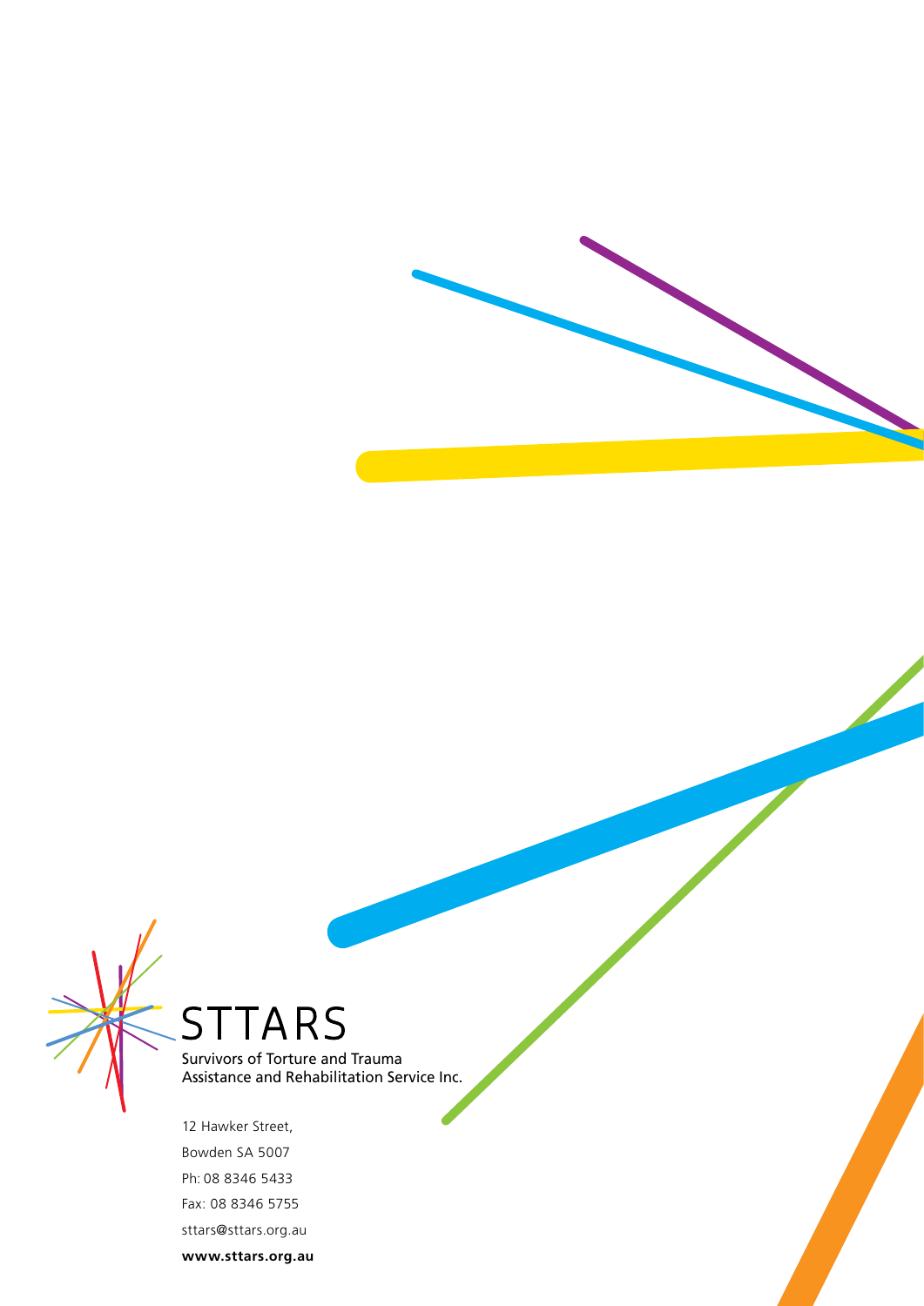STTARS

Survivors of Torture and Trauma
Assistance and Rehabilitation Service Inc.

12 Hawker Street,
Bowden SA 5007
Ph: 08 8346 5433
Fax: 08 8346 5755
sttars@sttars.org.au
**www.sttars.org.au**